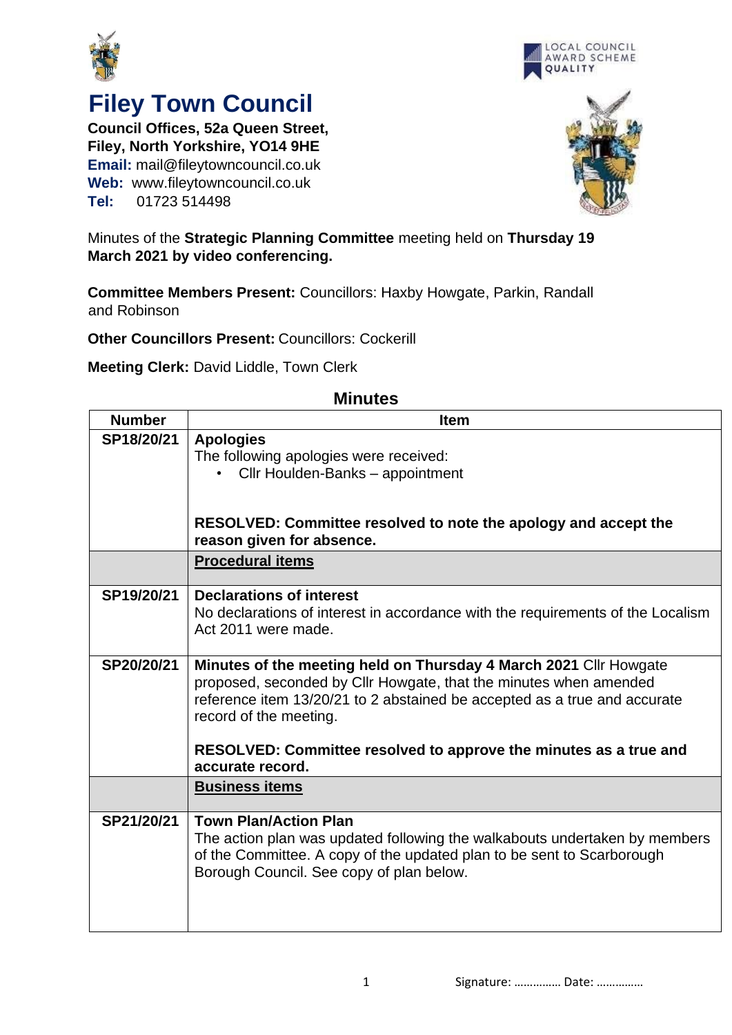# Filey Town Council

**Council Offices, 52a Queen Street,**
**Filey, North Yorkshire, YO14 9HE**
**Email:** mail@fileytowncouncil.co.uk
**Web:** www.fileytowncouncil.co.uk
**Tel:** 01723 514498

LOCAL COUNCIL AWARD SCHEME QUALITY

Minutes of the **Strategic Planning Committee** meeting held on **Thursday 19 March 2021 by video conferencing.**

**Committee Members Present:** Councillors: Haxby Howgate, Parkin, Randall and Robinson

**Other Councillors Present:** Councillors: Cockerill

**Meeting Clerk:** David Liddle, Town Clerk

## Minutes

| Number | Item |
|---|---|
| SP18/20/21 | **Apologies**<br>The following apologies were received:<br>• Cllr Houlden-Banks – appointment<br><br>**RESOLVED: Committee resolved to note the apology and accept the reason given for absence.** |
| | **Procedural items** |
| SP19/20/21 | **Declarations of interest**<br>No declarations of interest in accordance with the requirements of the Localism Act 2011 were made. |
| SP20/20/21 | **Minutes of the meeting held on Thursday 4 March 2021** Cllr Howgate proposed, seconded by Cllr Howgate, that the minutes when amended reference item 13/20/21 to 2 abstained be accepted as a true and accurate record of the meeting.<br><br>**RESOLVED: Committee resolved to approve the minutes as a true and accurate record.** |
| | **Business items** |
| SP21/20/21 | **Town Plan/Action Plan**<br>The action plan was updated following the walkabouts undertaken by members of the Committee. A copy of the updated plan to be sent to Scarborough Borough Council. See copy of plan below. |

Signature: …………… Date: ……………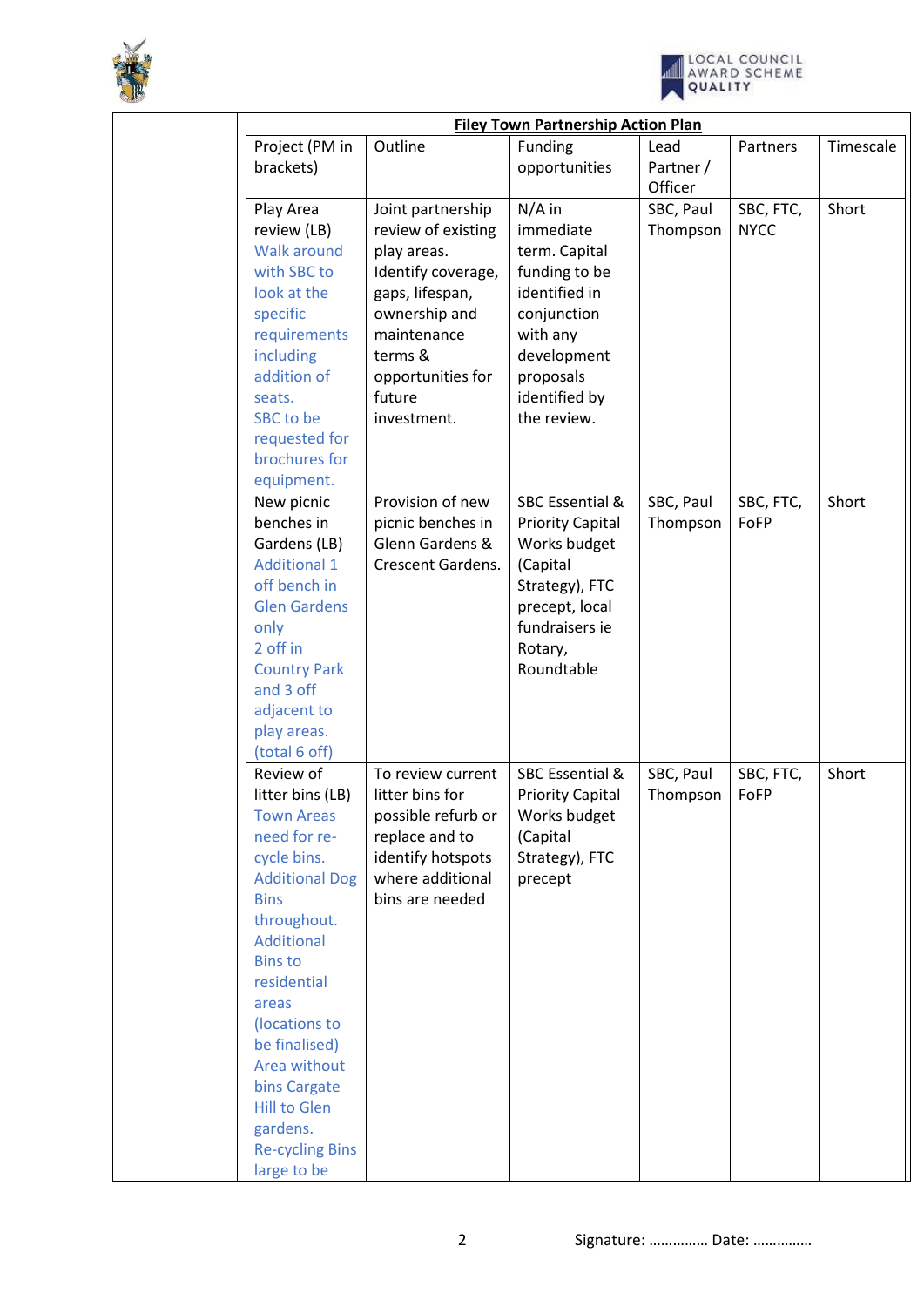**Filey Town Partnership Action Plan**

| Project (PM in brackets) | Outline | Funding opportunities | Lead Partner / Officer | Partners | Timescale |
|---|---|---|---|---|---|
| Play Area review (LB) Walk around with SBC to look at the specific requirements including addition of seats. SBC to be requested for brochures for equipment. | Joint partnership review of existing play areas. Identify coverage, gaps, lifespan, ownership and maintenance terms & opportunities for future investment. | N/A in immediate term. Capital funding to be identified in conjunction with any development proposals identified by the review. | SBC, Paul Thompson | SBC, FTC, NYCC | Short |
| New picnic benches in Gardens (LB) Additional 1 off bench in Glen Gardens only 2 off in Country Park and 3 off adjacent to play areas. (total 6 off) | Provision of new picnic benches in Glenn Gardens & Crescent Gardens. | SBC Essential & Priority Capital Works budget (Capital Strategy), FTC precept, local fundraisers ie Rotary, Roundtable | SBC, Paul Thompson | SBC, FTC, FoFP | Short |
| Review of litter bins (LB) Town Areas need for re-cycle bins. Additional Dog Bins throughout. Additional Bins to residential areas (locations to be finalised) Area without bins Cargate Hill to Glen gardens. Re-cycling Bins large to be | To review current litter bins for possible refurb or replace and to identify hotspots where additional bins are needed | SBC Essential & Priority Capital Works budget (Capital Strategy), FTC precept | SBC, Paul Thompson | SBC, FTC, FoFP | Short |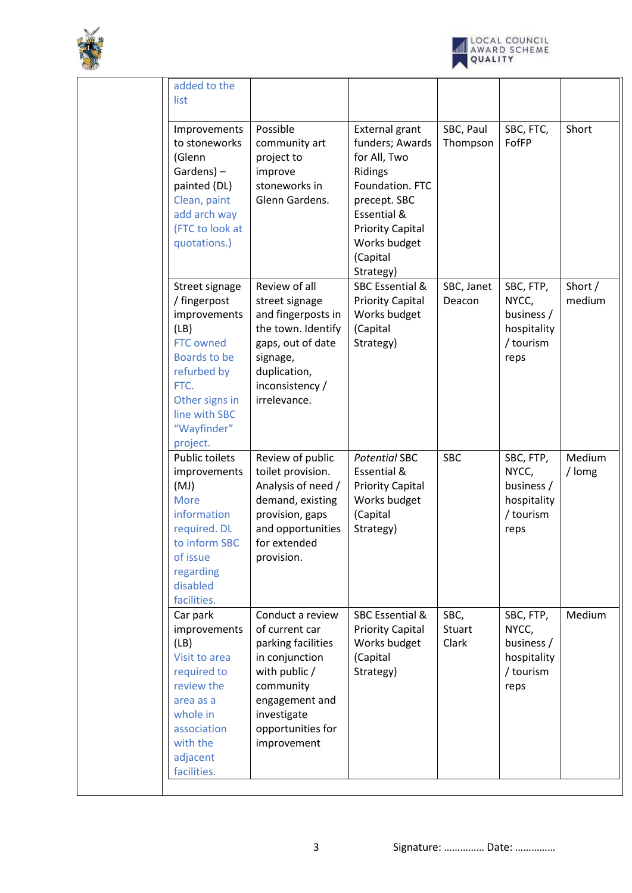| | | | | | | |
|---|---|---|---|---|---|---|
| | added to the list | | | | | |
| | Improvements to stoneworks (Glenn Gardens) – painted (DL) Clean, paint add arch way (FTC to look at quotations.) | Possible community art project to improve stoneworks in Glenn Gardens. | External grant funders; Awards for All, Two Ridings Foundation. FTC precept. SBC Essential & Priority Capital Works budget (Capital Strategy) | SBC, Paul Thompson | SBC, FTC, FofFP | Short |
| | Street signage / fingerpost improvements (LB) FTC owned Boards to be refurbed by FTC. Other signs in line with SBC "Wayfinder" project. | Review of all street signage and fingerposts in the town. Identify gaps, out of date signage, duplication, inconsistency / irrelevance. | SBC Essential & Priority Capital Works budget (Capital Strategy) | SBC, Janet Deacon | SBC, FTP, NYCC, business / hospitality / tourism reps | Short / medium |
| | Public toilets improvements (MJ) More information required. DL to inform SBC of issue regarding disabled facilities. | Review of public toilet provision. Analysis of need / demand, existing provision, gaps and opportunities for extended provision. | *Potential* SBC Essential & Priority Capital Works budget (Capital Strategy) | SBC | SBC, FTP, NYCC, business / hospitality / tourism reps | Medium / lomg |
| | Car park improvements (LB) Visit to area required to review the area as a whole in association with the adjacent facilities. | Conduct a review of current car parking facilities in conjunction with public / community engagement and investigate opportunities for improvement | SBC Essential & Priority Capital Works budget (Capital Strategy) | SBC, Stuart Clark | SBC, FTP, NYCC, business / hospitality / tourism reps | Medium |

Signature: …………… Date: ……………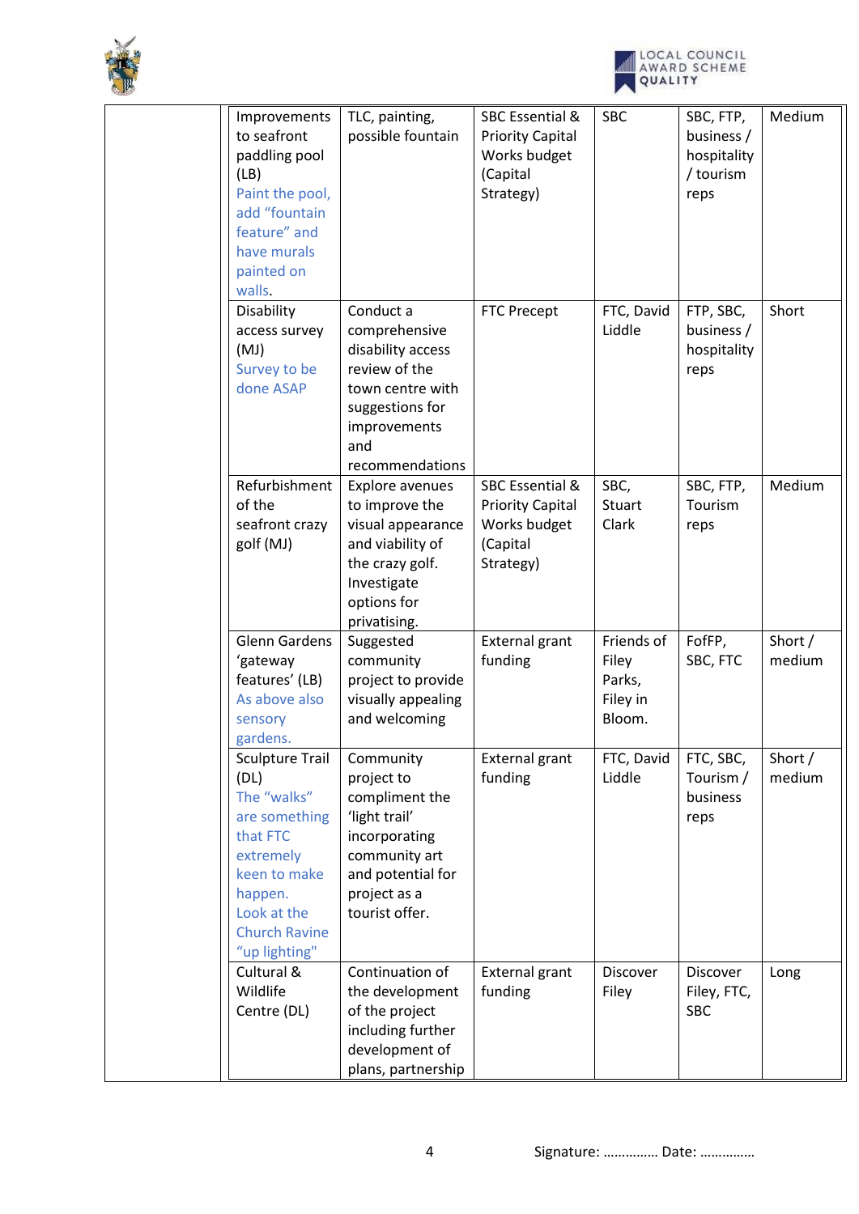| | | | | | | |
|---|---|---|---|---|---|---|
| | Improvements to seafront paddling pool (LB) Paint the pool, add "fountain feature" and have murals painted on walls. | TLC, painting, possible fountain | SBC Essential & Priority Capital Works budget (Capital Strategy) | SBC | SBC, FTP, business / hospitality / tourism reps | Medium |
| | Disability access survey (MJ) Survey to be done ASAP | Conduct a comprehensive disability access review of the town centre with suggestions for improvements and recommendations | FTC Precept | FTC, David Liddle | FTP, SBC, business / hospitality reps | Short |
| | Refurbishment of the seafront crazy golf (MJ) | Explore avenues to improve the visual appearance and viability of the crazy golf. Investigate options for privatising. | SBC Essential & Priority Capital Works budget (Capital Strategy) | SBC, Stuart Clark | SBC, FTP, Tourism reps | Medium |
| | Glenn Gardens 'gateway features' (LB) As above also sensory gardens. | Suggested community project to provide visually appealing and welcoming | External grant funding | Friends of Filey Parks, Filey in Bloom. | FofFP, SBC, FTC | Short / medium |
| | Sculpture Trail (DL) The "walks" are something that FTC extremely keen to make happen. Look at the Church Ravine "up lighting" | Community project to compliment the 'light trail' incorporating community art and potential for project as a tourist offer. | External grant funding | FTC, David Liddle | FTC, SBC, Tourism / business reps | Short / medium |
| | Cultural & Wildlife Centre (DL) | Continuation of the development of the project including further development of plans, partnership | External grant funding | Discover Filey | Discover Filey, FTC, SBC | Long |

Signature: …………… Date: ……………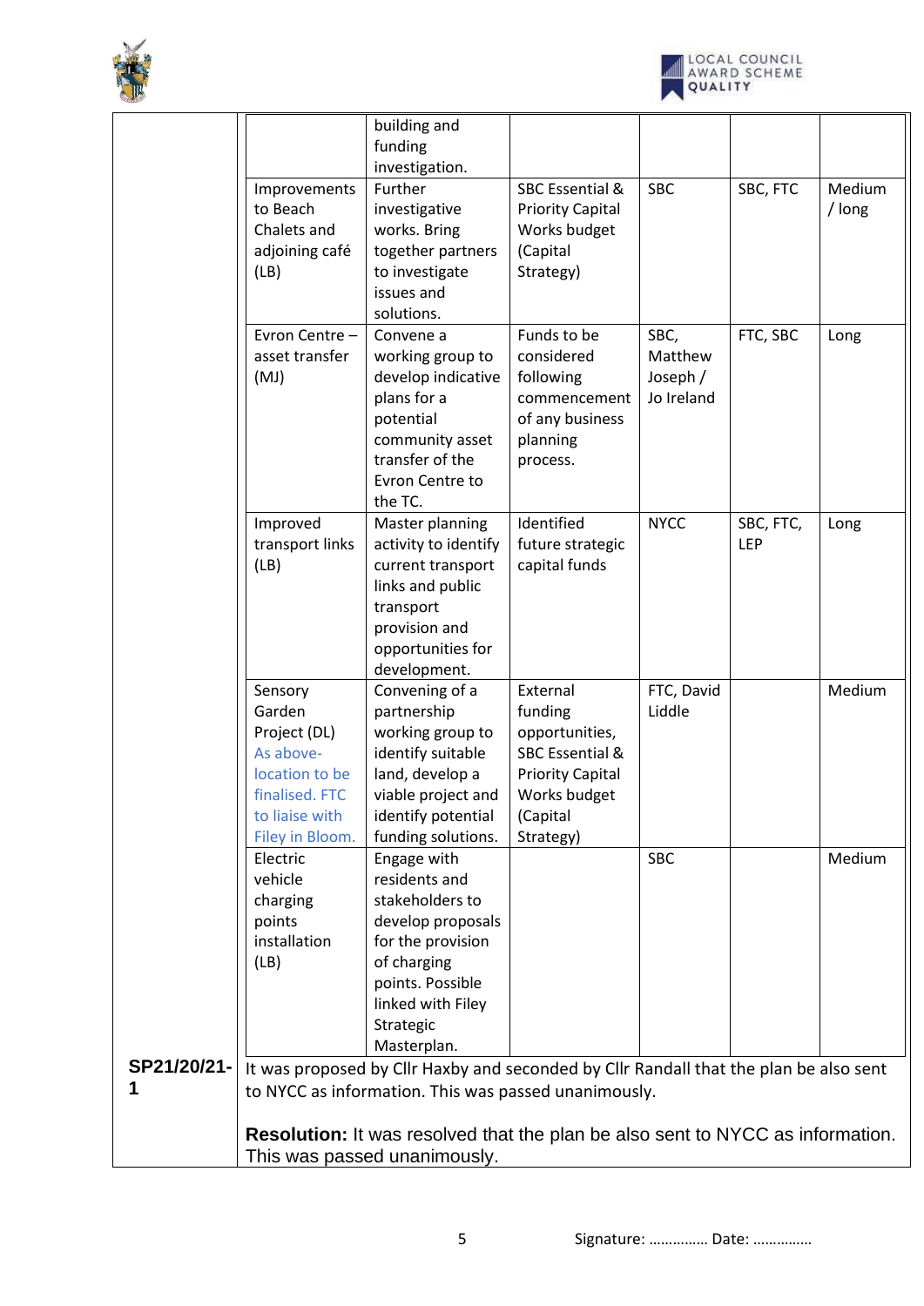| | | | | | | |
|---|---|---|---|---|---|---|
| | | building and funding investigation. | | | | |
| | Improvements to Beach Chalets and adjoining café (LB) | Further investigative works. Bring together partners to investigate issues and solutions. | SBC Essential & Priority Capital Works budget (Capital Strategy) | SBC | SBC, FTC | Medium / long |
| | Evron Centre – asset transfer (MJ) | Convene a working group to develop indicative plans for a potential community asset transfer of the Evron Centre to the TC. | Funds to be considered following commencement of any business planning process. | SBC, Matthew Joseph / Jo Ireland | FTC, SBC | Long |
| | Improved transport links (LB) | Master planning activity to identify current transport links and public transport provision and opportunities for development. | Identified future strategic capital funds | NYCC | SBC, FTC, LEP | Long |
| | Sensory Garden Project (DL) As above- location to be finalised. FTC to liaise with Filey in Bloom. | Convening of a partnership working group to identify suitable land, develop a viable project and identify potential funding solutions. | External funding opportunities, SBC Essential & Priority Capital Works budget (Capital Strategy) | FTC, David Liddle | | Medium |
| | Electric vehicle charging points installation (LB) | Engage with residents and stakeholders to develop proposals for the provision of charging points. Possible linked with Filey Strategic Masterplan. | | SBC | | Medium |

**SP21/20/21-1**

It was proposed by Cllr Haxby and seconded by Cllr Randall that the plan be also sent to NYCC as information. This was passed unanimously.

**Resolution:** It was resolved that the plan be also sent to NYCC as information. This was passed unanimously.

Signature: …………… Date: ……………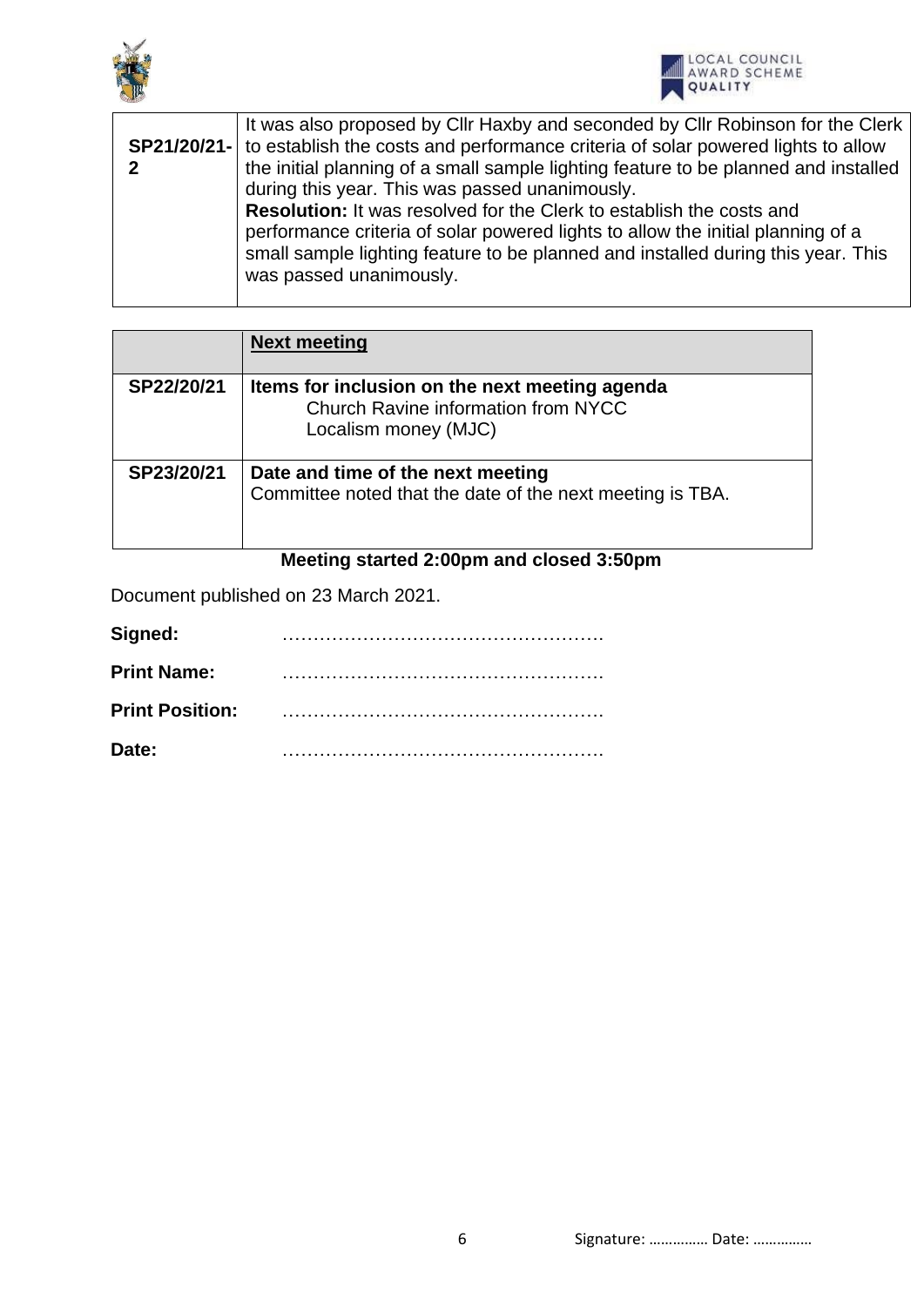| | |
|---|---|
| **SP21/20/21-2** | It was also proposed by Cllr Haxby and seconded by Cllr Robinson for the Clerk to establish the costs and performance criteria of solar powered lights to allow the initial planning of a small sample lighting feature to be planned and installed during this year. This was passed unanimously.<br>**Resolution:** It was resolved for the Clerk to establish the costs and performance criteria of solar powered lights to allow the initial planning of a small sample lighting feature to be planned and installed during this year. This was passed unanimously. |

| | **Next meeting** |
|---|---|
| **SP22/20/21** | **Items for inclusion on the next meeting agenda**<br>Church Ravine information from NYCC<br>Localism money (MJC) |
| **SP23/20/21** | **Date and time of the next meeting**<br>Committee noted that the date of the next meeting is TBA. |

**Meeting started 2:00pm and closed 3:50pm**

Document published on 23 March 2021.

**Signed:** ……………………………………………

**Print Name:** ……………………………………………

**Print Position:** ……………………………………………

**Date:** ……………………………………………